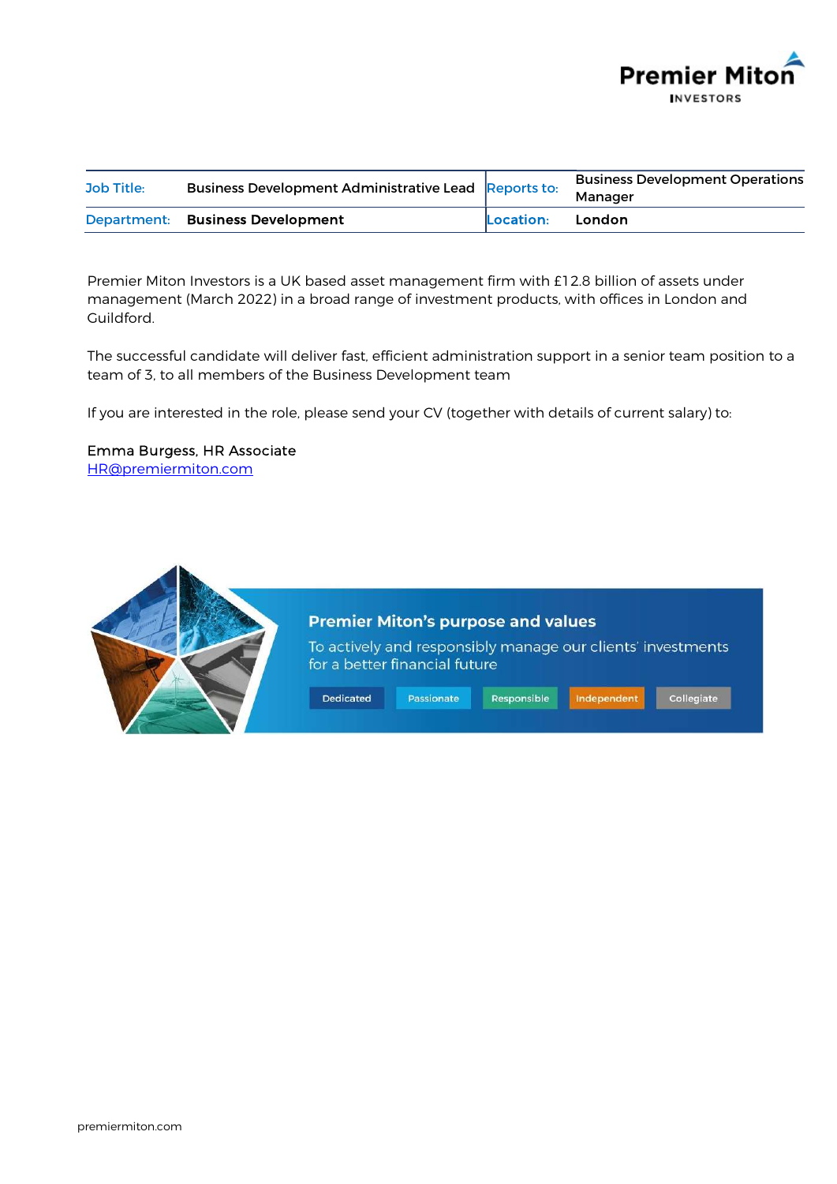Premier Miton INVESTORS

| Job Title: | Business Development Administrative Lead | Reports to: | Business Development Operations Manager |
|---|---|---|---|
| Department: | Business Development | Location: | London |

Premier Miton Investors is a UK based asset management firm with £12.8 billion of assets under management (March 2022) in a broad range of investment products, with offices in London and Guildford.

The successful candidate will deliver fast, efficient administration support in a senior team position to a team of 3, to all members of the Business Development team

If you are interested in the role, please send your CV (together with details of current salary) to:

Emma Burgess, HR Associate
HR@premiermiton.com

**Premier Miton's purpose and values**

To actively and responsibly manage our clients' investments for a better financial future

Dedicated | Passionate | Responsible | Independent | Collegiate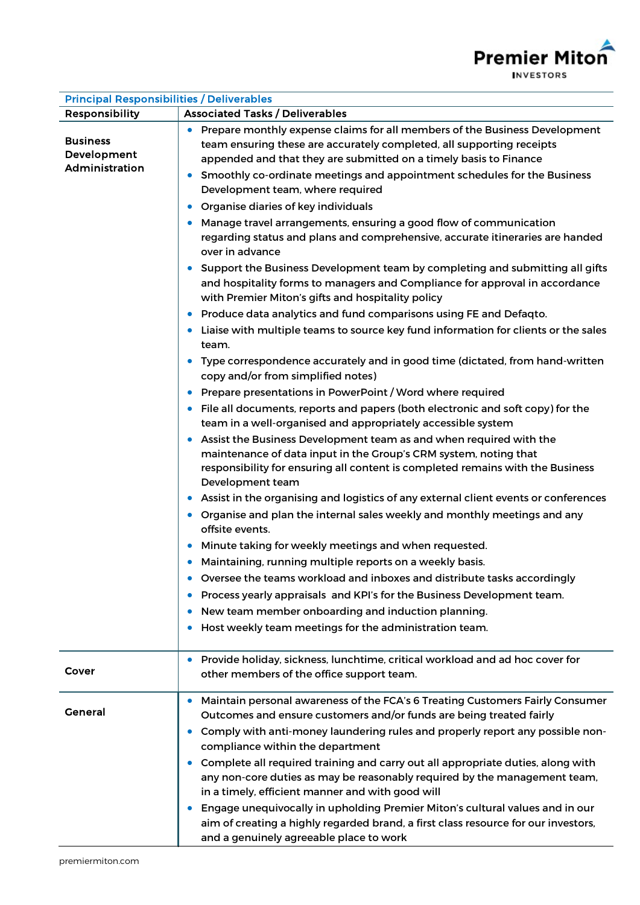| Principal Responsibilities / Deliverables | |
|---|---|
| **Responsibility** | **Associated Tasks / Deliverables** |
| **Business Development Administration** | • Prepare monthly expense claims for all members of the Business Development team ensuring these are accurately completed, all supporting receipts appended and that they are submitted on a timely basis to Finance<br>• Smoothly co-ordinate meetings and appointment schedules for the Business Development team, where required<br>• Organise diaries of key individuals<br>• Manage travel arrangements, ensuring a good flow of communication regarding status and plans and comprehensive, accurate itineraries are handed over in advance<br>• Support the Business Development team by completing and submitting all gifts and hospitality forms to managers and Compliance for approval in accordance with Premier Miton's gifts and hospitality policy<br>• Produce data analytics and fund comparisons using FE and Defaqto.<br>• Liaise with multiple teams to source key fund information for clients or the sales team.<br>• Type correspondence accurately and in good time (dictated, from hand-written copy and/or from simplified notes)<br>• Prepare presentations in PowerPoint / Word where required<br>• File all documents, reports and papers (both electronic and soft copy) for the team in a well-organised and appropriately accessible system<br>• Assist the Business Development team as and when required with the maintenance of data input in the Group's CRM system, noting that responsibility for ensuring all content is completed remains with the Business Development team<br>• Assist in the organising and logistics of any external client events or conferences<br>• Organise and plan the internal sales weekly and monthly meetings and any offsite events.<br>• Minute taking for weekly meetings and when requested.<br>• Maintaining, running multiple reports on a weekly basis.<br>• Oversee the teams workload and inboxes and distribute tasks accordingly<br>• Process yearly appraisals and KPI's for the Business Development team.<br>• New team member onboarding and induction planning.<br>• Host weekly team meetings for the administration team. |
| **Cover** | • Provide holiday, sickness, lunchtime, critical workload and ad hoc cover for other members of the office support team. |
| **General** | • Maintain personal awareness of the FCA's 6 Treating Customers Fairly Consumer Outcomes and ensure customers and/or funds are being treated fairly<br>• Comply with anti-money laundering rules and properly report any possible non-compliance within the department<br>• Complete all required training and carry out all appropriate duties, along with any non-core duties as may be reasonably required by the management team, in a timely, efficient manner and with good will<br>• Engage unequivocally in upholding Premier Miton's cultural values and in our aim of creating a highly regarded brand, a first class resource for our investors, and a genuinely agreeable place to work |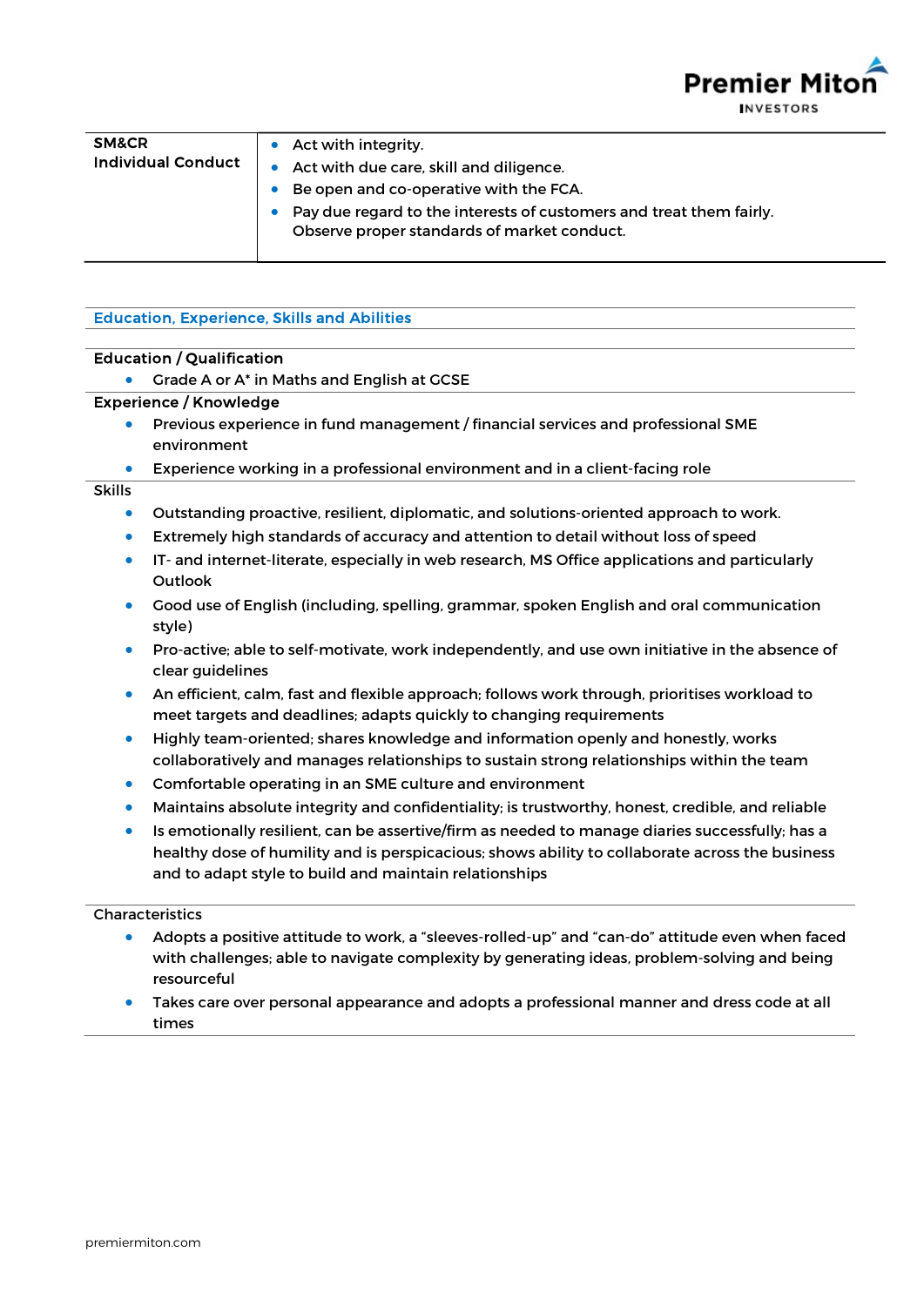| SM&CR Individual Conduct | • Act with integrity.<br>• Act with due care, skill and diligence.<br>• Be open and co-operative with the FCA.<br>• Pay due regard to the interests of customers and treat them fairly. Observe proper standards of market conduct. |
|---|---|

## Education, Experience, Skills and Abilities

**Education / Qualification**

- Grade A or A* in Maths and English at GCSE

**Experience / Knowledge**

- Previous experience in fund management / financial services and professional SME environment
- Experience working in a professional environment and in a client-facing role

Skills

- Outstanding proactive, resilient, diplomatic, and solutions-oriented approach to work.
- Extremely high standards of accuracy and attention to detail without loss of speed
- IT- and internet-literate, especially in web research, MS Office applications and particularly Outlook
- Good use of English (including, spelling, grammar, spoken English and oral communication style)
- Pro-active; able to self-motivate, work independently, and use own initiative in the absence of clear guidelines
- An efficient, calm, fast and flexible approach; follows work through, prioritises workload to meet targets and deadlines; adapts quickly to changing requirements
- Highly team-oriented; shares knowledge and information openly and honestly, works collaboratively and manages relationships to sustain strong relationships within the team
- Comfortable operating in an SME culture and environment
- Maintains absolute integrity and confidentiality; is trustworthy, honest, credible, and reliable
- Is emotionally resilient, can be assertive/firm as needed to manage diaries successfully; has a healthy dose of humility and is perspicacious; shows ability to collaborate across the business and to adapt style to build and maintain relationships

Characteristics

- Adopts a positive attitude to work, a "sleeves-rolled-up" and "can-do" attitude even when faced with challenges; able to navigate complexity by generating ideas, problem-solving and being resourceful
- Takes care over personal appearance and adopts a professional manner and dress code at all times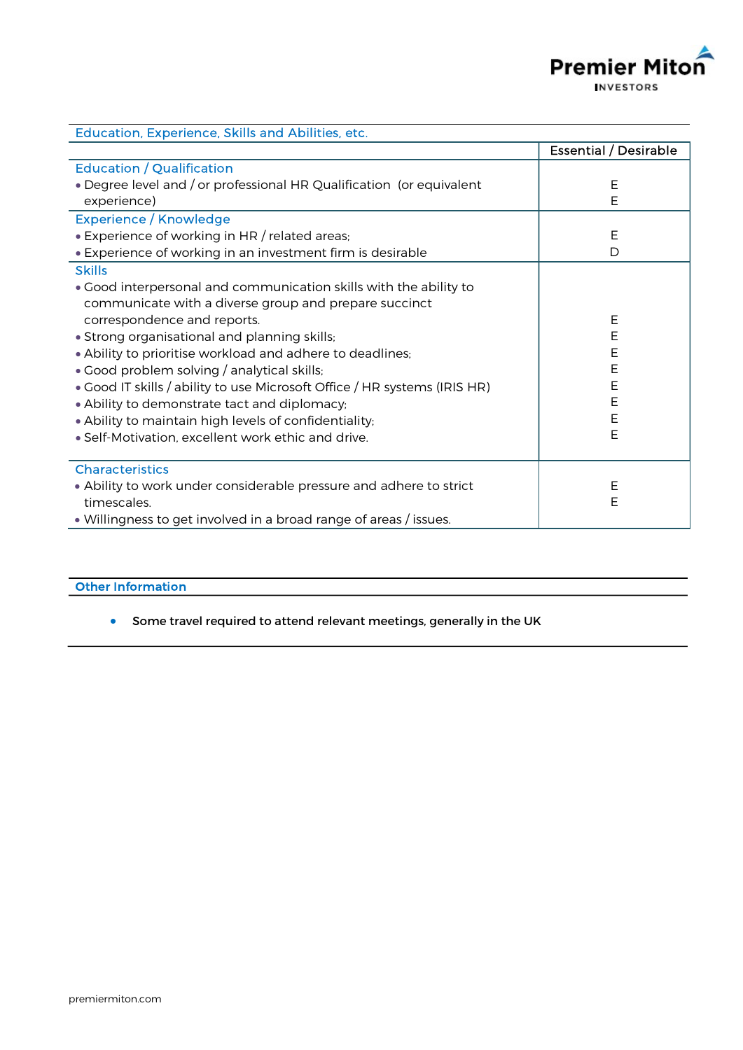## Education, Experience, Skills and Abilities, etc.

| | Essential / Desirable |
|---|---|
| **Education / Qualification** | |
| • Degree level and / or professional HR Qualification (or equivalent experience) | E<br>E |
| **Experience / Knowledge** | |
| • Experience of working in HR / related areas; | E |
| • Experience of working in an investment firm is desirable | D |
| **Skills** | |
| • Good interpersonal and communication skills with the ability to communicate with a diverse group and prepare succinct correspondence and reports. | E |
| • Strong organisational and planning skills; | E |
| • Ability to prioritise workload and adhere to deadlines; | E |
| • Good problem solving / analytical skills; | E |
| • Good IT skills / ability to use Microsoft Office / HR systems (IRIS HR) | E |
| • Ability to demonstrate tact and diplomacy; | E |
| • Ability to maintain high levels of confidentiality; | E |
| • Self-Motivation, excellent work ethic and drive. | E |
| **Characteristics** | |
| • Ability to work under considerable pressure and adhere to strict timescales. | E |
| • Willingness to get involved in a broad range of areas / issues. | E |

## Other Information

- Some travel required to attend relevant meetings, generally in the UK